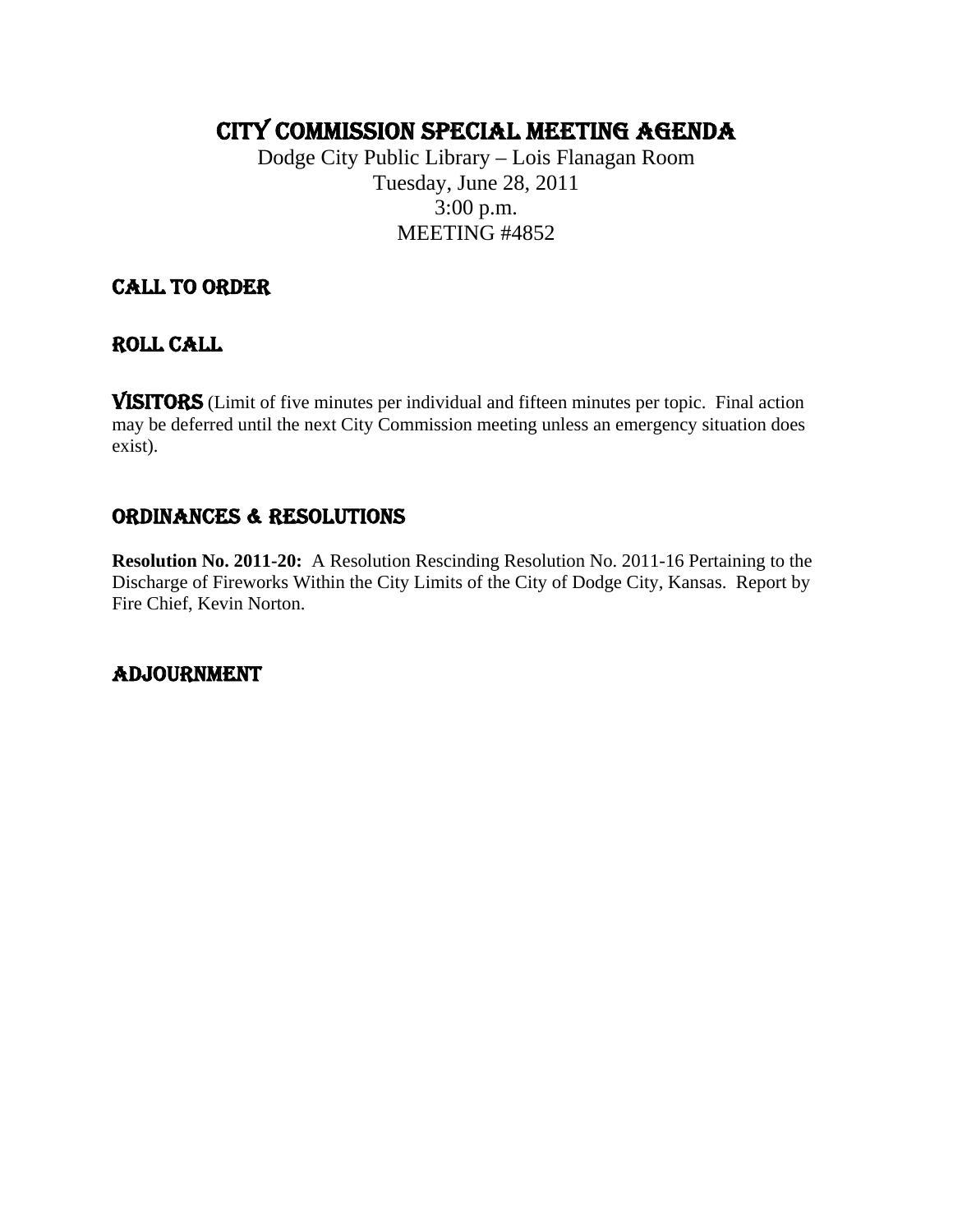# CITY COMMISSION SPECIAL MEETING AGENDA

Dodge City Public Library – Lois Flanagan Room
Tuesday, June 28, 2011
3:00 p.m.
MEETING #4852

## CALL TO ORDER

## ROLL CALL

**VISITORS** (Limit of five minutes per individual and fifteen minutes per topic. Final action may be deferred until the next City Commission meeting unless an emergency situation does exist).

## ORDINANCES & RESOLUTIONS

**Resolution No. 2011-20:** A Resolution Rescinding Resolution No. 2011-16 Pertaining to the Discharge of Fireworks Within the City Limits of the City of Dodge City, Kansas. Report by Fire Chief, Kevin Norton.

## ADJOURNMENT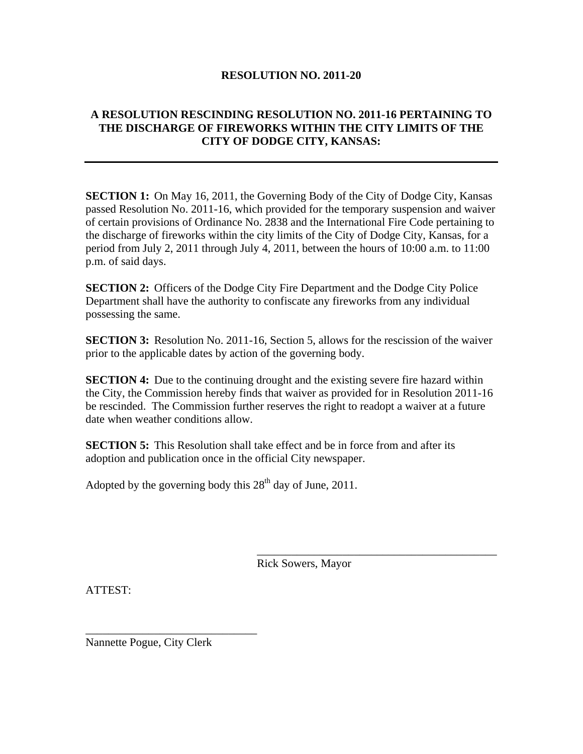**RESOLUTION NO. 2011-20**

**A RESOLUTION RESCINDING RESOLUTION NO. 2011-16 PERTAINING TO THE DISCHARGE OF FIREWORKS WITHIN THE CITY LIMITS OF THE CITY OF DODGE CITY, KANSAS:**

---

**SECTION 1:** On May 16, 2011, the Governing Body of the City of Dodge City, Kansas passed Resolution No. 2011-16, which provided for the temporary suspension and waiver of certain provisions of Ordinance No. 2838 and the International Fire Code pertaining to the discharge of fireworks within the city limits of the City of Dodge City, Kansas, for a period from July 2, 2011 through July 4, 2011, between the hours of 10:00 a.m. to 11:00 p.m. of said days.

**SECTION 2:** Officers of the Dodge City Fire Department and the Dodge City Police Department shall have the authority to confiscate any fireworks from any individual possessing the same.

**SECTION 3:** Resolution No. 2011-16, Section 5, allows for the rescission of the waiver prior to the applicable dates by action of the governing body.

**SECTION 4:** Due to the continuing drought and the existing severe fire hazard within the City, the Commission hereby finds that waiver as provided for in Resolution 2011-16 be rescinded. The Commission further reserves the right to readopt a waiver at a future date when weather conditions allow.

**SECTION 5:** This Resolution shall take effect and be in force from and after its adoption and publication once in the official City newspaper.

Adopted by the governing body this 28th day of June, 2011.

\_\_\_\_\_\_\_\_\_\_\_\_\_\_\_\_\_\_\_\_\_\_\_\_\_\_\_\_\_\_\_\_\_\_\_\_\_\_\_\_\_\_
Rick Sowers, Mayor

ATTEST:

\_\_\_\_\_\_\_\_\_\_\_\_\_\_\_\_\_\_\_\_\_\_\_\_\_\_\_\_\_\_
Nannette Pogue, City Clerk